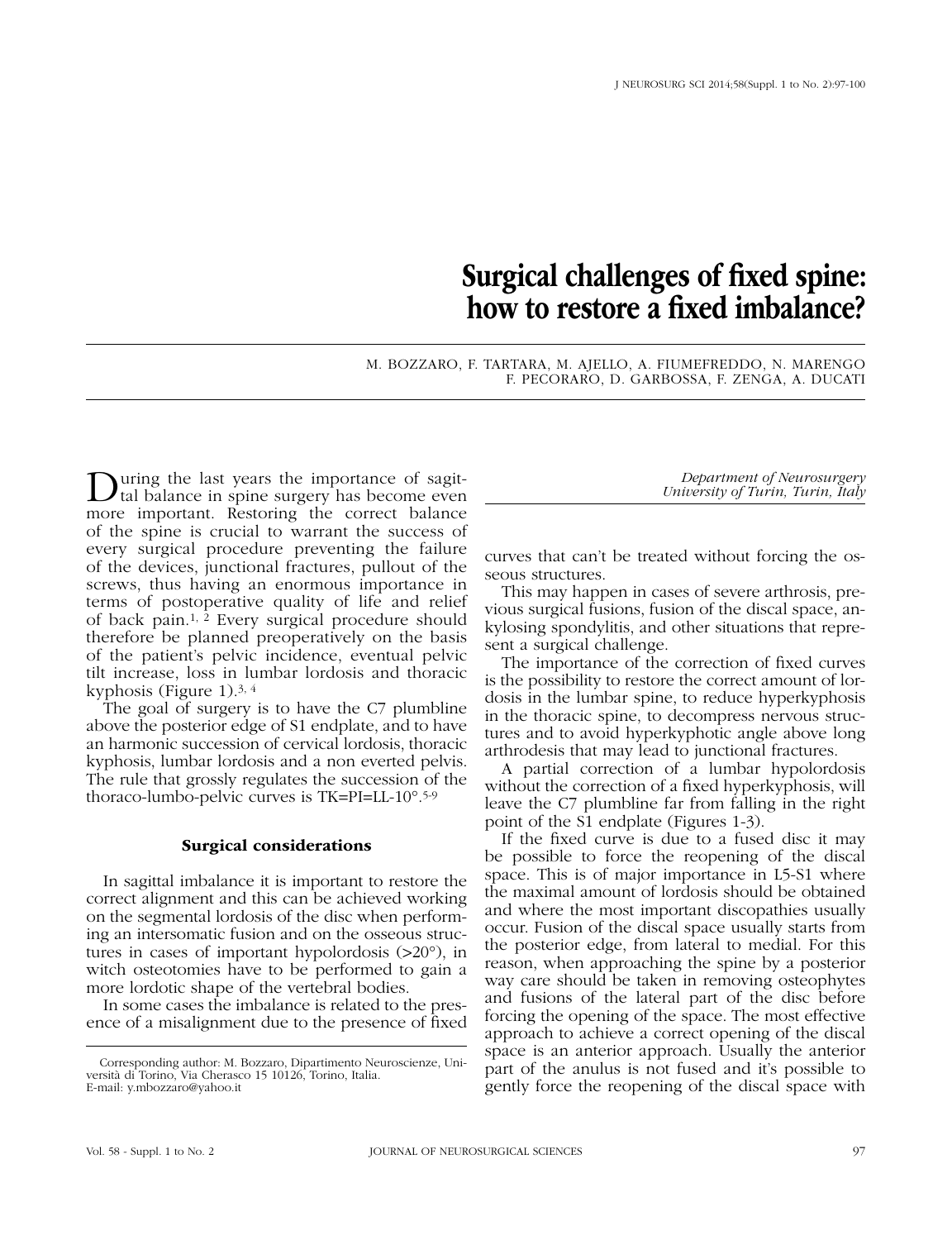# Surgical challenges of fixed spine: how to restore a fixed imbalance?

M. BOZZARO, F. TARTARA, M. AJELLO, A. FIUMEFREDDO, N. MARENGO
F. PECORARO, D. GARBOSSA, F. ZENGA, A. DUCATI

*Department of Neurosurgery*
*University of Turin, Turin, Italy*

During the last years the importance of sagittal balance in spine surgery has become even more important. Restoring the correct balance of the spine is crucial to warrant the success of every surgical procedure preventing the failure of the devices, junctional fractures, pullout of the screws, thus having an enormous importance in terms of postoperative quality of life and relief of back pain.[1, 2] Every surgical procedure should therefore be planned preoperatively on the basis of the patient's pelvic incidence, eventual pelvic tilt increase, loss in lumbar lordosis and thoracic kyphosis (Figure 1).[3, 4]

The goal of surgery is to have the C7 plumbline above the posterior edge of S1 endplate, and to have an harmonic succession of cervical lordosis, thoracic kyphosis, lumbar lordosis and a non everted pelvis. The rule that grossly regulates the succession of the thoraco-lumbo-pelvic curves is TK=PI=LL-10°.[5-9]

### Surgical considerations

In sagittal imbalance it is important to restore the correct alignment and this can be achieved working on the segmental lordosis of the disc when performing an intersomatic fusion and on the osseous structures in cases of important hypolordosis (>20°), in witch osteotomies have to be performed to gain a more lordotic shape of the vertebral bodies.

In some cases the imbalance is related to the presence of a misalignment due to the presence of fixed curves that can't be treated without forcing the osseous structures.

This may happen in cases of severe arthrosis, previous surgical fusions, fusion of the discal space, ankylosing spondylitis, and other situations that represent a surgical challenge.

The importance of the correction of fixed curves is the possibility to restore the correct amount of lordosis in the lumbar spine, to reduce hyperkyphosis in the thoracic spine, to decompress nervous structures and to avoid hyperkyphotic angle above long arthrodesis that may lead to junctional fractures.

A partial correction of a lumbar hypolordosis without the correction of a fixed hyperkyphosis, will leave the C7 plumbline far from falling in the right point of the S1 endplate (Figures 1-3).

If the fixed curve is due to a fused disc it may be possible to force the reopening of the discal space. This is of major importance in L5-S1 where the maximal amount of lordosis should be obtained and where the most important discopathies usually occur. Fusion of the discal space usually starts from the posterior edge, from lateral to medial. For this reason, when approaching the spine by a posterior way care should be taken in removing osteophytes and fusions of the lateral part of the disc before forcing the opening of the space. The most effective approach to achieve a correct opening of the discal space is an anterior approach. Usually the anterior part of the anulus is not fused and it's possible to gently force the reopening of the discal space with

Corresponding author: M. Bozzaro, Dipartimento Neuroscienze, Università di Torino, Via Cherasco 15 10126, Torino, Italia.
E-mail: y.mbozzaro@yahoo.it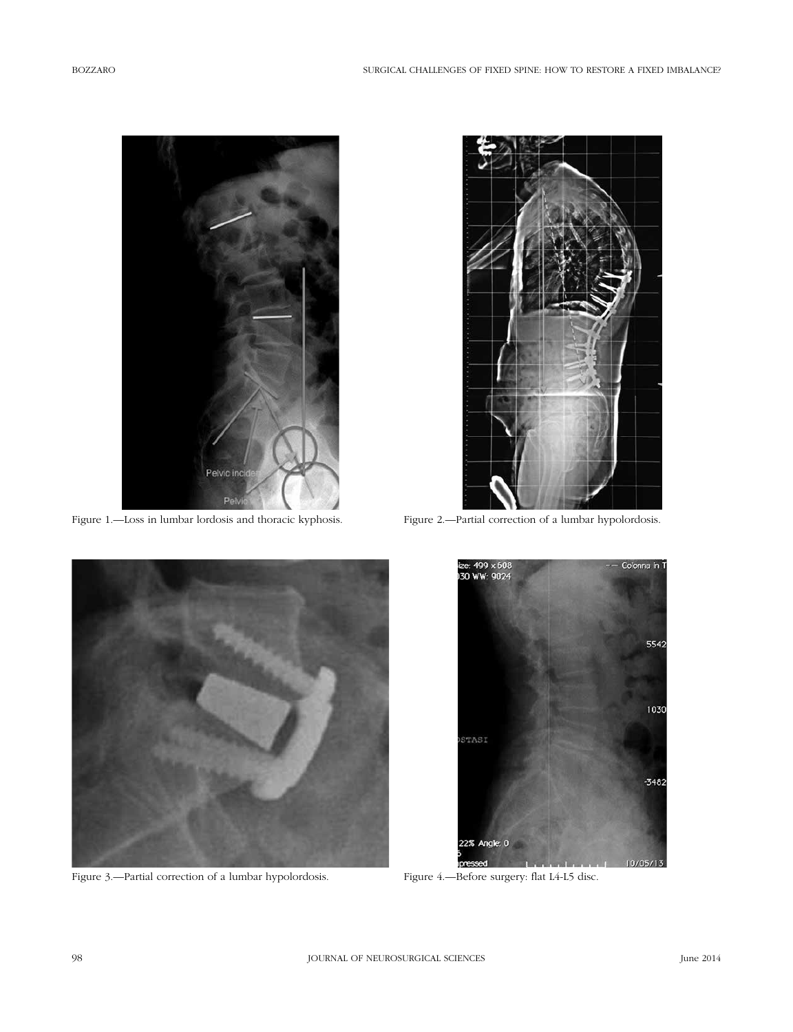Figure 1.—Loss in lumbar lordosis and thoracic kyphosis.

Figure 2.—Partial correction of a lumbar hypolordosis.

Figure 3.—Partial correction of a lumbar hypolordosis.

Figure 4.—Before surgery: flat L4-L5 disc.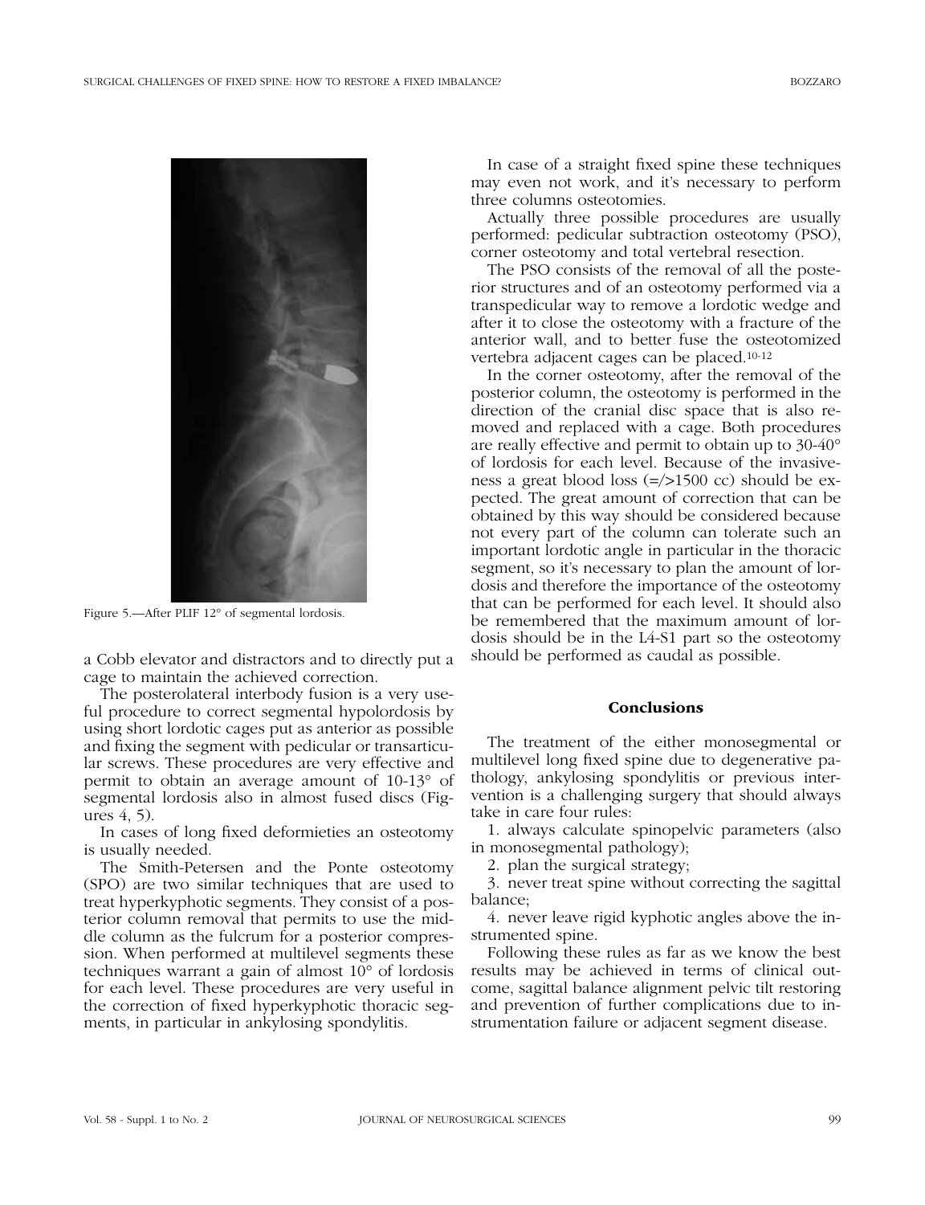Figure 5.—After PLIF 12° of segmental lordosis.

a Cobb elevator and distractors and to directly put a cage to maintain the achieved correction.

The posterolateral interbody fusion is a very useful procedure to correct segmental hypolordosis by using short lordotic cages put as anterior as possible and fixing the segment with pedicular or transarticular screws. These procedures are very effective and permit to obtain an average amount of 10-13° of segmental lordosis also in almost fused discs (Figures 4, 5).

In cases of long fixed deformieties an osteotomy is usually needed.

The Smith-Petersen and the Ponte osteotomy (SPO) are two similar techniques that are used to treat hyperkyphotic segments. They consist of a posterior column removal that permits to use the middle column as the fulcrum for a posterior compression. When performed at multilevel segments these techniques warrant a gain of almost 10° of lordosis for each level. These procedures are very useful in the correction of fixed hyperkyphotic thoracic segments, in particular in ankylosing spondylitis.

In case of a straight fixed spine these techniques may even not work, and it's necessary to perform three columns osteotomies.

Actually three possible procedures are usually performed: pedicular subtraction osteotomy (PSO), corner osteotomy and total vertebral resection.

The PSO consists of the removal of all the posterior structures and of an osteotomy performed via a transpedicular way to remove a lordotic wedge and after it to close the osteotomy with a fracture of the anterior wall, and to better fuse the osteotomized vertebra adjacent cages can be placed.[10-12]

In the corner osteotomy, after the removal of the posterior column, the osteotomy is performed in the direction of the cranial disc space that is also removed and replaced with a cage. Both procedures are really effective and permit to obtain up to 30-40° of lordosis for each level. Because of the invasiveness a great blood loss (=/>1500 cc) should be expected. The great amount of correction that can be obtained by this way should be considered because not every part of the column can tolerate such an important lordotic angle in particular in the thoracic segment, so it's necessary to plan the amount of lordosis and therefore the importance of the osteotomy that can be performed for each level. It should also be remembered that the maximum amount of lordosis should be in the L4-S1 part so the osteotomy should be performed as caudal as possible.

## Conclusions

The treatment of the either monosegmental or multilevel long fixed spine due to degenerative pathology, ankylosing spondylitis or previous intervention is a challenging surgery that should always take in care four rules:

1. always calculate spinopelvic parameters (also in monosegmental pathology);
2. plan the surgical strategy;
3. never treat spine without correcting the sagittal balance;
4. never leave rigid kyphotic angles above the instrumented spine.

Following these rules as far as we know the best results may be achieved in terms of clinical outcome, sagittal balance alignment pelvic tilt restoring and prevention of further complications due to instrumentation failure or adjacent segment disease.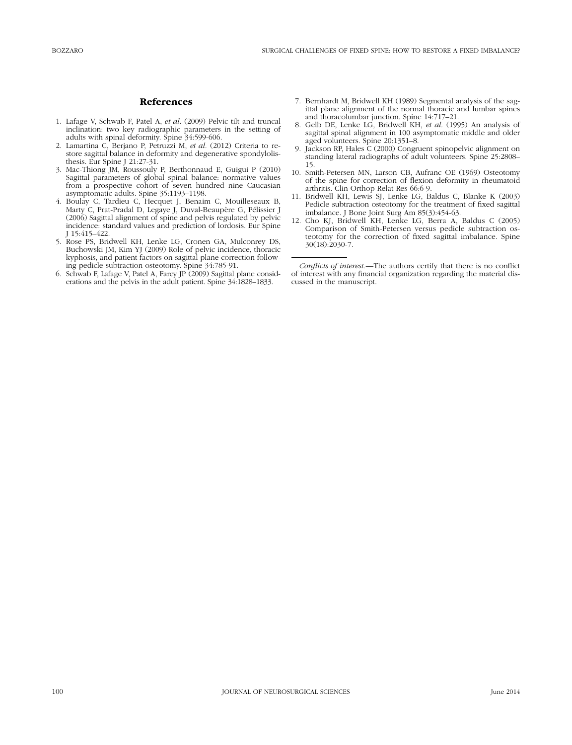## References

1. Lafage V, Schwab F, Patel A, *et al*. (2009) Pelvic tilt and truncal inclination: two key radiographic parameters in the setting of adults with spinal deformity. Spine 34:599-606.
2. Lamartina C, Berjano P, Petruzzi M, *et al*. (2012) Criteria to restore sagittal balance in deformity and degenerative spondylolisthesis. Eur Spine J 21:27-31.
3. Mac-Thiong JM, Roussouly P, Berthonnaud E, Guigui P (2010) Sagittal parameters of global spinal balance: normative values from a prospective cohort of seven hundred nine Caucasian asymptomatic adults. Spine 35:1193–1198.
4. Boulay C, Tardieu C, Hecquet J, Benaim C, Mouilleseaux B, Marty C, Prat-Pradal D, Legaye J, Duval-Beaupère G, Pélissier J (2006) Sagittal alignment of spine and pelvis regulated by pelvic incidence: standard values and prediction of lordosis. Eur Spine J 15:415–422.
5. Rose PS, Bridwell KH, Lenke LG, Cronen GA, Mulconrey DS, Buchowski JM, Kim YJ (2009) Role of pelvic incidence, thoracic kyphosis, and patient factors on sagittal plane correction following pedicle subtraction osteotomy. Spine 34:785-91.
6. Schwab F, Lafage V, Patel A, Farcy JP (2009) Sagittal plane considerations and the pelvis in the adult patient. Spine 34:1828–1833.
7. Bernhardt M, Bridwell KH (1989) Segmental analysis of the sagittal plane alignment of the normal thoracic and lumbar spines and thoracolumbar junction. Spine 14:717–21.
8. Gelb DE, Lenke LG, Bridwell KH, *et al*. (1995) An analysis of sagittal spinal alignment in 100 asymptomatic middle and older aged volunteers. Spine 20:1351–8.
9. Jackson RP, Hales C (2000) Congruent spinopelvic alignment on standing lateral radiographs of adult volunteers. Spine 25:2808–15.
10. Smith-Petersen MN, Larson CB, Aufranc OE (1969) Osteotomy of the spine for correction of flexion deformity in rheumatoid arthritis. Clin Orthop Relat Res 66:6-9.
11. Bridwell KH, Lewis SJ, Lenke LG, Baldus C, Blanke K (2003) Pedicle subtraction osteotomy for the treatment of fixed sagittal imbalance. J Bone Joint Surg Am 85(3):454-63.
12. Cho KJ, Bridwell KH, Lenke LG, Berra A, Baldus C (2005) Comparison of Smith-Petersen versus pedicle subtraction osteotomy for the correction of fixed sagittal imbalance. Spine 30(18):2030-7.

*Conflicts of interest*.—The authors certify that there is no conflict of interest with any financial organization regarding the material discussed in the manuscript.